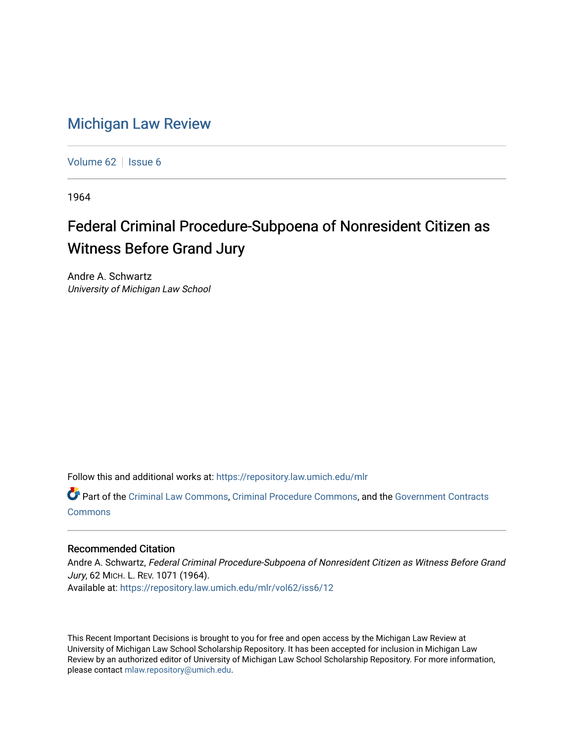# Michigan Law Review

Volume 62 | Issue 6

1964

## Federal Criminal Procedure-Subpoena of Nonresident Citizen as Witness Before Grand Jury

Andre A. Schwartz
*University of Michigan Law School*

Follow this and additional works at: https://repository.law.umich.edu/mlr

Part of the Criminal Law Commons, Criminal Procedure Commons, and the Government Contracts Commons

### Recommended Citation

Andre A. Schwartz, *Federal Criminal Procedure-Subpoena of Nonresident Citizen as Witness Before Grand Jury*, 62 MICH. L. REV. 1071 (1964).
Available at: https://repository.law.umich.edu/mlr/vol62/iss6/12

This Recent Important Decisions is brought to you for free and open access by the Michigan Law Review at University of Michigan Law School Scholarship Repository. It has been accepted for inclusion in Michigan Law Review by an authorized editor of University of Michigan Law School Scholarship Repository. For more information, please contact mlaw.repository@umich.edu.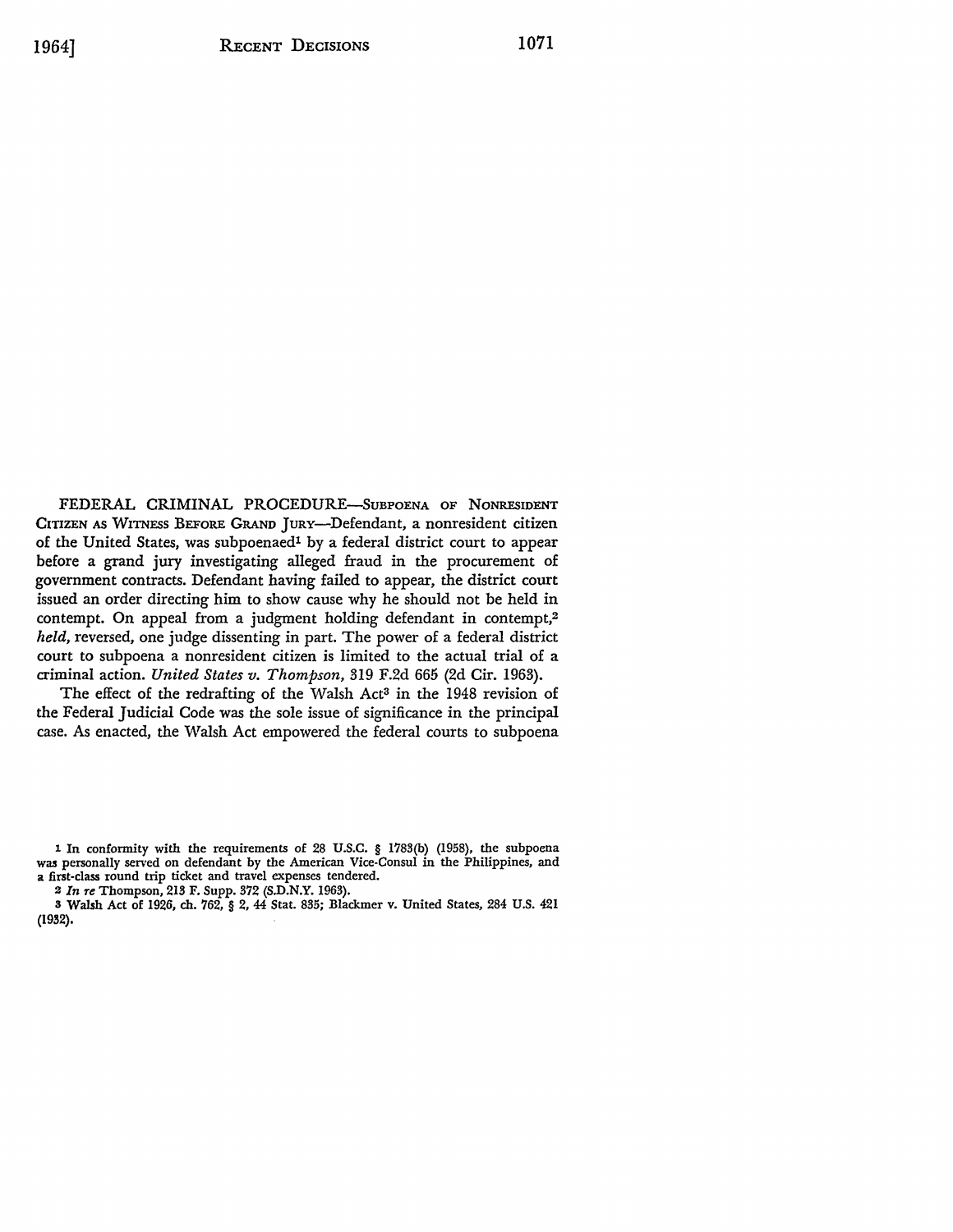FEDERAL CRIMINAL PROCEDURE—SUBPOENA OF NONRESIDENT CITIZEN AS WITNESS BEFORE GRAND JURY—Defendant, a nonresident citizen of the United States, was subpoenaed[1] by a federal district court to appear before a grand jury investigating alleged fraud in the procurement of government contracts. Defendant having failed to appear, the district court issued an order directing him to show cause why he should not be held in contempt. On appeal from a judgment holding defendant in contempt,[2] *held,* reversed, one judge dissenting in part. The power of a federal district court to subpoena a nonresident citizen is limited to the actual trial of a criminal action. *United States v. Thompson,* 319 F.2d 665 (2d Cir. 1963).

The effect of the redrafting of the Walsh Act[3] in the 1948 revision of the Federal Judicial Code was the sole issue of significance in the principal case. As enacted, the Walsh Act empowered the federal courts to subpoena

---

1 In conformity with the requirements of 28 U.S.C. § 1783(b) (1958), the subpoena was personally served on defendant by the American Vice-Consul in the Philippines, and a first-class round trip ticket and travel expenses tendered.

2 *In re* Thompson, 213 F. Supp. 372 (S.D.N.Y. 1963).

3 Walsh Act of 1926, ch. 762, § 2, 44 Stat. 835; Blackmer v. United States, 284 U.S. 421 (1932).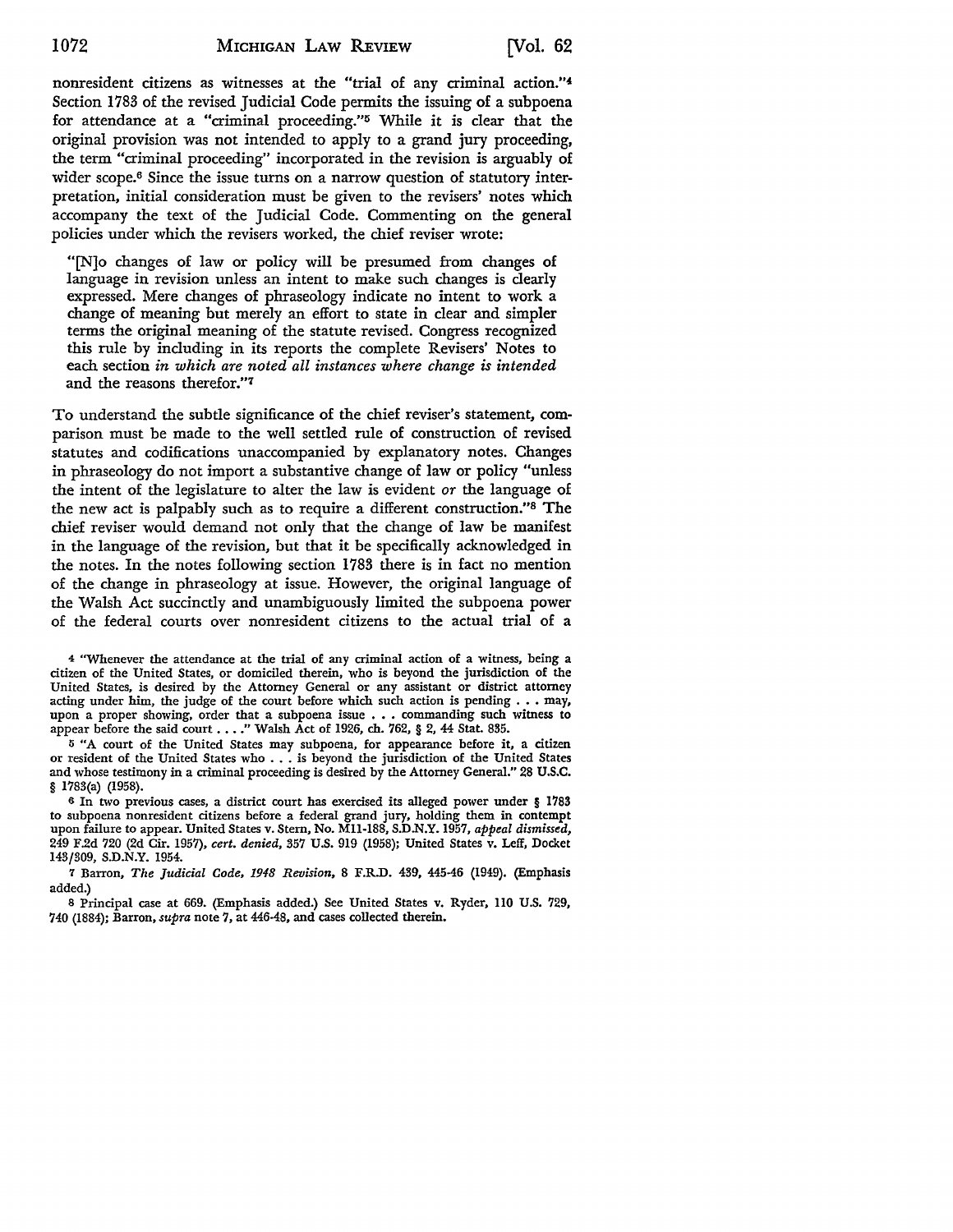nonresident citizens as witnesses at the "trial of any criminal action."[4] Section 1783 of the revised Judicial Code permits the issuing of a subpoena for attendance at a "criminal proceeding."[5] While it is clear that the original provision was not intended to apply to a grand jury proceeding, the term "criminal proceeding" incorporated in the revision is arguably of wider scope.[6] Since the issue turns on a narrow question of statutory interpretation, initial consideration must be given to the revisers' notes which accompany the text of the Judicial Code. Commenting on the general policies under which the revisers worked, the chief reviser wrote:

> "[N]o changes of law or policy will be presumed from changes of language in revision unless an intent to make such changes is clearly expressed. Mere changes of phraseology indicate no intent to work a change of meaning but merely an effort to state in clear and simpler terms the original meaning of the statute revised. Congress recognized this rule by including in its reports the complete Revisers' Notes to each section *in which are noted all instances where change is intended* and the reasons therefor."[7]

To understand the subtle significance of the chief reviser's statement, comparison must be made to the well settled rule of construction of revised statutes and codifications unaccompanied by explanatory notes. Changes in phraseology do not import a substantive change of law or policy "unless the intent of the legislature to alter the law is evident *or* the language of the new act is palpably such as to require a different construction."[8] The chief reviser would demand not only that the change of law be manifest in the language of the revision, but that it be specifically acknowledged in the notes. In the notes following section 1783 there is in fact no mention of the change in phraseology at issue. However, the original language of the Walsh Act succinctly and unambiguously limited the subpoena power of the federal courts over nonresident citizens to the actual trial of a

[4] "Whenever the attendance at the trial of any criminal action of a witness, being a citizen of the United States, or domiciled therein, who is beyond the jurisdiction of the United States, is desired by the Attorney General or any assistant or district attorney acting under him, the judge of the court before which such action is pending . . . may, upon a proper showing, order that a subpoena issue . . . commanding such witness to appear before the said court . . . ." Walsh Act of 1926, ch. 762, § 2, 44 Stat. 835.

[5] "A court of the United States may subpoena, for appearance before it, a citizen or resident of the United States who . . . is beyond the jurisdiction of the United States and whose testimony in a criminal proceeding is desired by the Attorney General." 28 U.S.C. § 1783(a) (1958).

[6] In two previous cases, a district court has exercised its alleged power under § 1783 to subpoena nonresident citizens before a federal grand jury, holding them in contempt upon failure to appear. United States v. Stern, No. M11-188, S.D.N.Y. 1957, *appeal dismissed*, 249 F.2d 720 (2d Cir. 1957), *cert. denied*, 357 U.S. 919 (1958); United States v. Leff, Docket 143/309, S.D.N.Y. 1954.

[7] Barron, *The Judicial Code, 1948 Revision*, 8 F.R.D. 439, 445-46 (1949). (Emphasis added.)

[8] Principal case at 669. (Emphasis added.) See United States v. Ryder, 110 U.S. 729, 740 (1884); Barron, *supra* note 7, at 446-48, and cases collected therein.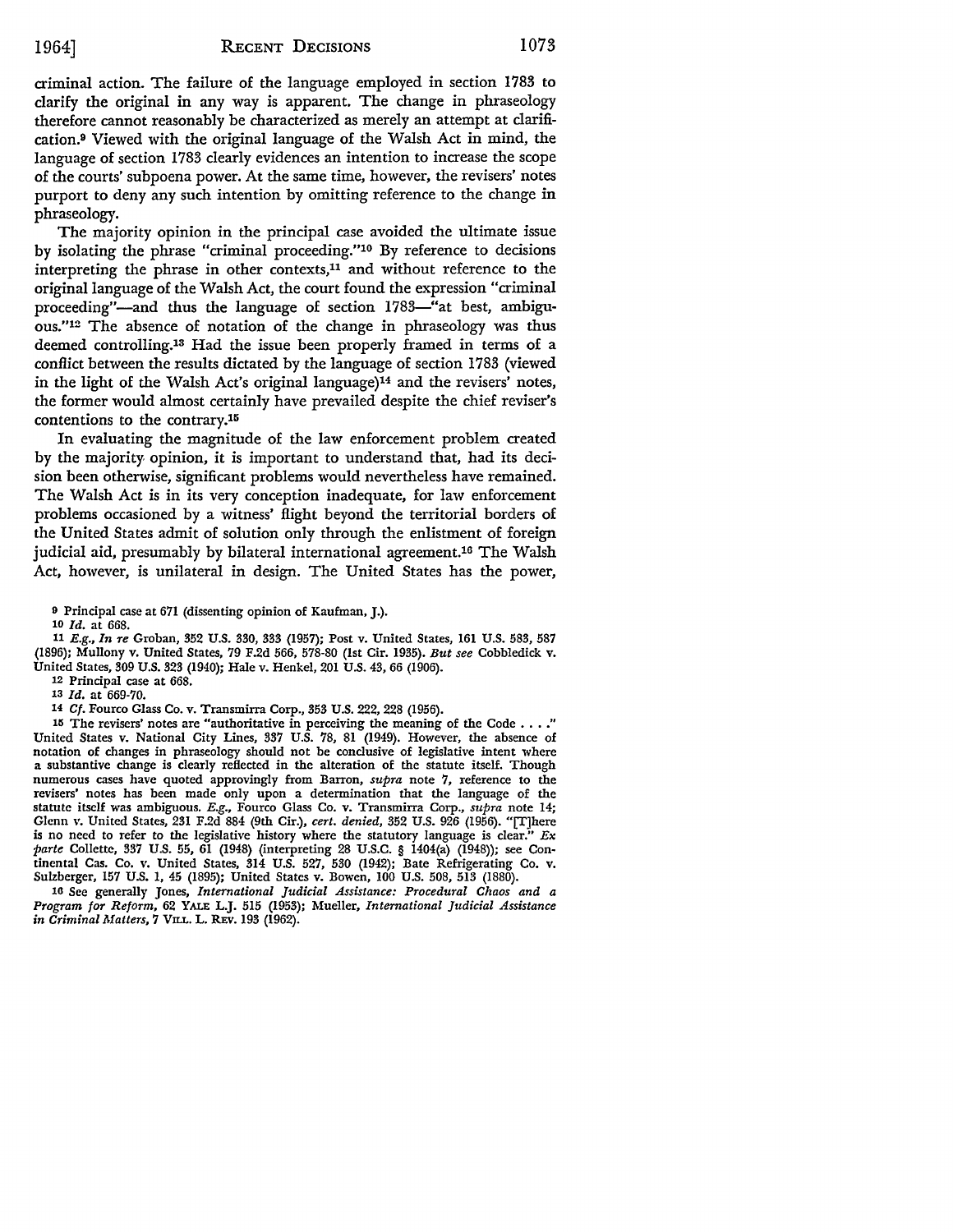criminal action. The failure of the language employed in section 1783 to clarify the original in any way is apparent. The change in phraseology therefore cannot reasonably be characterized as merely an attempt at clarification.[9] Viewed with the original language of the Walsh Act in mind, the language of section 1783 clearly evidences an intention to increase the scope of the courts' subpoena power. At the same time, however, the revisers' notes purport to deny any such intention by omitting reference to the change in phraseology.

The majority opinion in the principal case avoided the ultimate issue by isolating the phrase "criminal proceeding."[10] By reference to decisions interpreting the phrase in other contexts,[11] and without reference to the original language of the Walsh Act, the court found the expression "criminal proceeding"—and thus the language of section 1783—"at best, ambiguous."[12] The absence of notation of the change in phraseology was thus deemed controlling.[13] Had the issue been properly framed in terms of a conflict between the results dictated by the language of section 1783 (viewed in the light of the Walsh Act's original language)[14] and the revisers' notes, the former would almost certainly have prevailed despite the chief reviser's contentions to the contrary.[15]

In evaluating the magnitude of the law enforcement problem created by the majority opinion, it is important to understand that, had its decision been otherwise, significant problems would nevertheless have remained. The Walsh Act is in its very conception inadequate, for law enforcement problems occasioned by a witness' flight beyond the territorial borders of the United States admit of solution only through the enlistment of foreign judicial aid, presumably by bilateral international agreement.[16] The Walsh Act, however, is unilateral in design. The United States has the power,

---

[9] Principal case at 671 (dissenting opinion of Kaufman, J.).

[10] *Id.* at 668.

[11] *E.g., In re* Groban, 352 U.S. 330, 333 (1957); Post v. United States, 161 U.S. 583, 587 (1896); Mullony v. United States, 79 F.2d 566, 578-80 (1st Cir. 1935). *But see* Cobbledick v. United States, 309 U.S. 323 (1940); Hale v. Henkel, 201 U.S. 43, 66 (1906).

[12] Principal case at 668.

[13] *Id.* at 669-70.

[14] *Cf.* Fourco Glass Co. v. Transmirra Corp., 353 U.S. 222, 228 (1956).

[15] The revisers' notes are "authoritative in perceiving the meaning of the Code . . . ." United States v. National City Lines, 337 U.S. 78, 81 (1949). However, the absence of notation of changes in phraseology should not be conclusive of legislative intent where a substantive change is clearly reflected in the alteration of the statute itself. Though numerous cases have quoted approvingly from Barron, *supra* note 7, reference to the revisers' notes has been made only upon a determination that the language of the statute itself was ambiguous. *E.g.*, Fourco Glass Co. v. Transmirra Corp., *supra* note 14; Glenn v. United States, 231 F.2d 884 (9th Cir.), *cert. denied*, 352 U.S. 926 (1956). "[T]here is no need to refer to the legislative history where the statutory language is clear." *Ex parte* Collette, 337 U.S. 55, 61 (1948) (interpreting 28 U.S.C. § 1404(a) (1948)); see Continental Cas. Co. v. United States, 314 U.S. 527, 530 (1942); Bate Refrigerating Co. v. Sulzberger, 157 U.S. 1, 45 (1895); United States v. Bowen, 100 U.S. 508, 513 (1880).

[16] See generally Jones, *International Judicial Assistance: Procedural Chaos and a Program for Reform*, 62 YALE L.J. 515 (1953); Mueller, *International Judicial Assistance in Criminal Matters*, 7 VILL. L. REV. 193 (1962).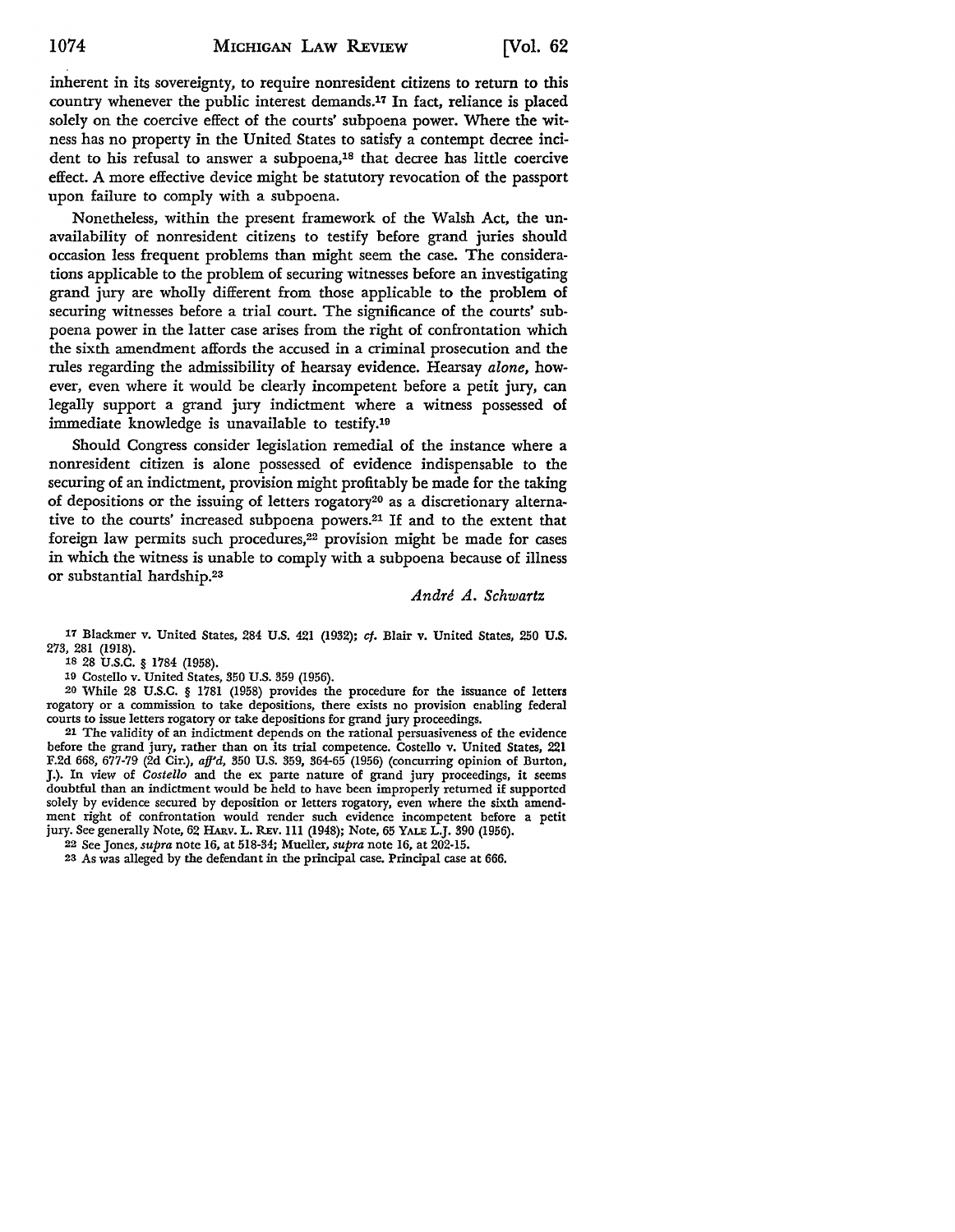inherent in its sovereignty, to require nonresident citizens to return to this country whenever the public interest demands.[17] In fact, reliance is placed solely on the coercive effect of the courts' subpoena power. Where the witness has no property in the United States to satisfy a contempt decree incident to his refusal to answer a subpoena,[18] that decree has little coercive effect. A more effective device might be statutory revocation of the passport upon failure to comply with a subpoena.

Nonetheless, within the present framework of the Walsh Act, the unavailability of nonresident citizens to testify before grand juries should occasion less frequent problems than might seem the case. The considerations applicable to the problem of securing witnesses before an investigating grand jury are wholly different from those applicable to the problem of securing witnesses before a trial court. The significance of the courts' subpoena power in the latter case arises from the right of confrontation which the sixth amendment affords the accused in a criminal prosecution and the rules regarding the admissibility of hearsay evidence. Hearsay *alone*, however, even where it would be clearly incompetent before a petit jury, can legally support a grand jury indictment where a witness possessed of immediate knowledge is unavailable to testify.[19]

Should Congress consider legislation remedial of the instance where a nonresident citizen is alone possessed of evidence indispensable to the securing of an indictment, provision might profitably be made for the taking of depositions or the issuing of letters rogatory[20] as a discretionary alternative to the courts' increased subpoena powers.[21] If and to the extent that foreign law permits such procedures,[22] provision might be made for cases in which the witness is unable to comply with a subpoena because of illness or substantial hardship.[23]

*André A. Schwartz*

[17] Blackmer v. United States, 284 U.S. 421 (1932); *cf.* Blair v. United States, 250 U.S. 273, 281 (1918).

[18] 28 U.S.C. § 1784 (1958).

[19] Costello v. United States, 350 U.S. 359 (1956).

[20] While 28 U.S.C. § 1781 (1958) provides the procedure for the issuance of letters rogatory or a commission to take depositions, there exists no provision enabling federal courts to issue letters rogatory or take depositions for grand jury proceedings.

[21] The validity of an indictment depends on the rational persuasiveness of the evidence before the grand jury, rather than on its trial competence. Costello v. United States, 221 F.2d 668, 677-79 (2d Cir.), *aff'd*, 350 U.S. 359, 364-65 (1956) (concurring opinion of Burton, J.). In view of *Costello* and the ex parte nature of grand jury proceedings, it seems doubtful than an indictment would be held to have been improperly returned if supported solely by evidence secured by deposition or letters rogatory, even where the sixth amendment right of confrontation would render such evidence incompetent before a petit jury. See generally Note, 62 HARV. L. REV. 111 (1948); Note, 65 YALE L.J. 390 (1956).

[22] See Jones, *supra* note 16, at 518-34; Mueller, *supra* note 16, at 202-15.

[23] As was alleged by the defendant in the principal case. Principal case at 666.